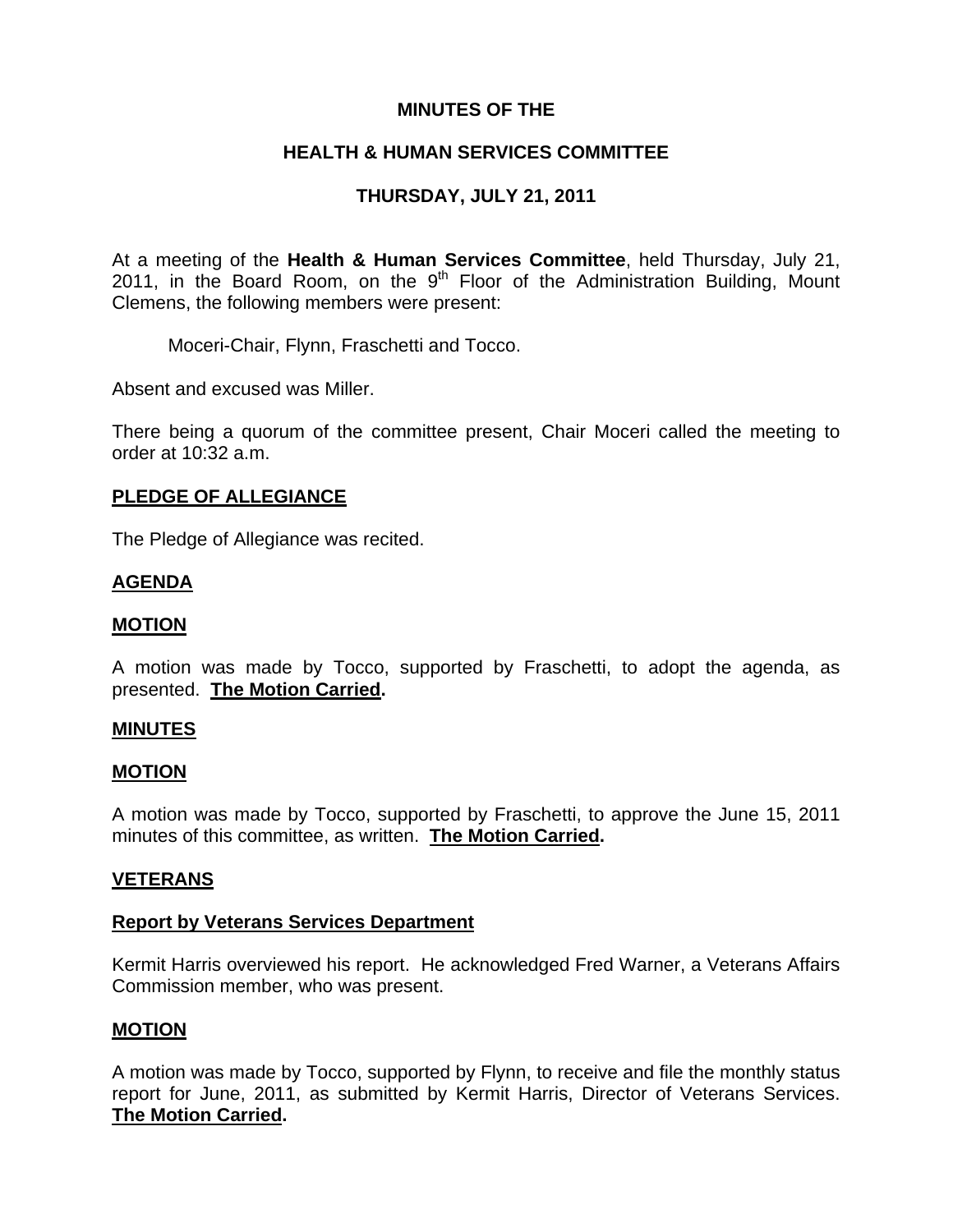# MINUTES OF THE

## HEALTH & HUMAN SERVICES COMMITTEE

## THURSDAY, JULY 21, 2011

At a meeting of the **Health & Human Services Committee**, held Thursday, July 21, 2011, in the Board Room, on the 9th Floor of the Administration Building, Mount Clemens, the following members were present:

Moceri-Chair, Flynn, Fraschetti and Tocco.

Absent and excused was Miller.

There being a quorum of the committee present, Chair Moceri called the meeting to order at 10:32 a.m.

**PLEDGE OF ALLEGIANCE**

The Pledge of Allegiance was recited.

**AGENDA**

**MOTION**

A motion was made by Tocco, supported by Fraschetti, to adopt the agenda, as presented. **The Motion Carried.**

**MINUTES**

**MOTION**

A motion was made by Tocco, supported by Fraschetti, to approve the June 15, 2011 minutes of this committee, as written. **The Motion Carried.**

**VETERANS**

**Report by Veterans Services Department**

Kermit Harris overviewed his report. He acknowledged Fred Warner, a Veterans Affairs Commission member, who was present.

**MOTION**

A motion was made by Tocco, supported by Flynn, to receive and file the monthly status report for June, 2011, as submitted by Kermit Harris, Director of Veterans Services. **The Motion Carried.**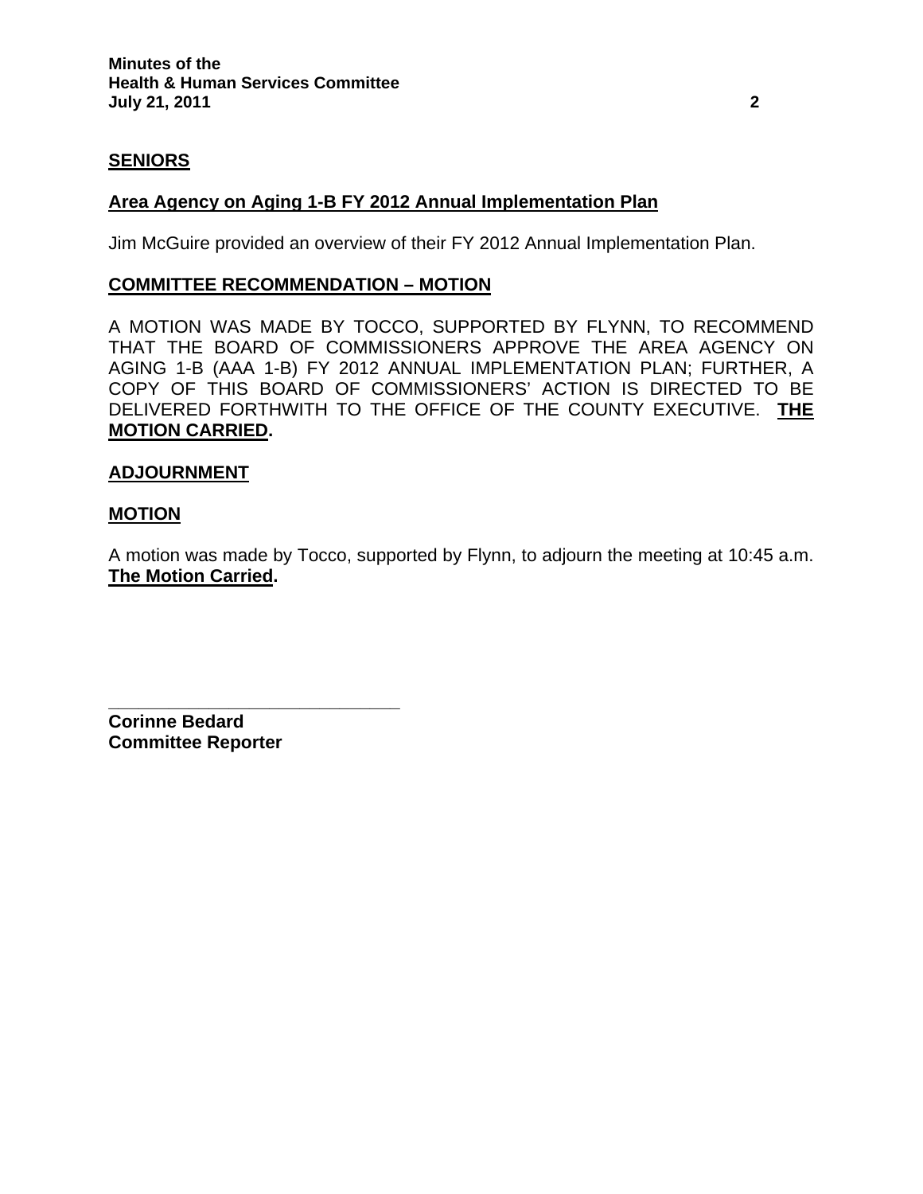## **SENIORS**

### **Area Agency on Aging 1-B FY 2012 Annual Implementation Plan**

Jim McGuire provided an overview of their FY 2012 Annual Implementation Plan.

### **COMMITTEE RECOMMENDATION – MOTION**

A MOTION WAS MADE BY TOCCO, SUPPORTED BY FLYNN, TO RECOMMEND THAT THE BOARD OF COMMISSIONERS APPROVE THE AREA AGENCY ON AGING 1-B (AAA 1-B) FY 2012 ANNUAL IMPLEMENTATION PLAN; FURTHER, A COPY OF THIS BOARD OF COMMISSIONERS' ACTION IS DIRECTED TO BE DELIVERED FORTHWITH TO THE OFFICE OF THE COUNTY EXECUTIVE. **THE MOTION CARRIED.**

## **ADJOURNMENT**

### **MOTION**

A motion was made by Tocco, supported by Flynn, to adjourn the meeting at 10:45 a.m. **The Motion Carried.**

\_\_\_\_\_\_\_\_\_\_\_\_\_\_\_\_\_\_\_\_\_\_\_\_\_\_\_\_\_\_

**Corinne Bedard**
**Committee Reporter**